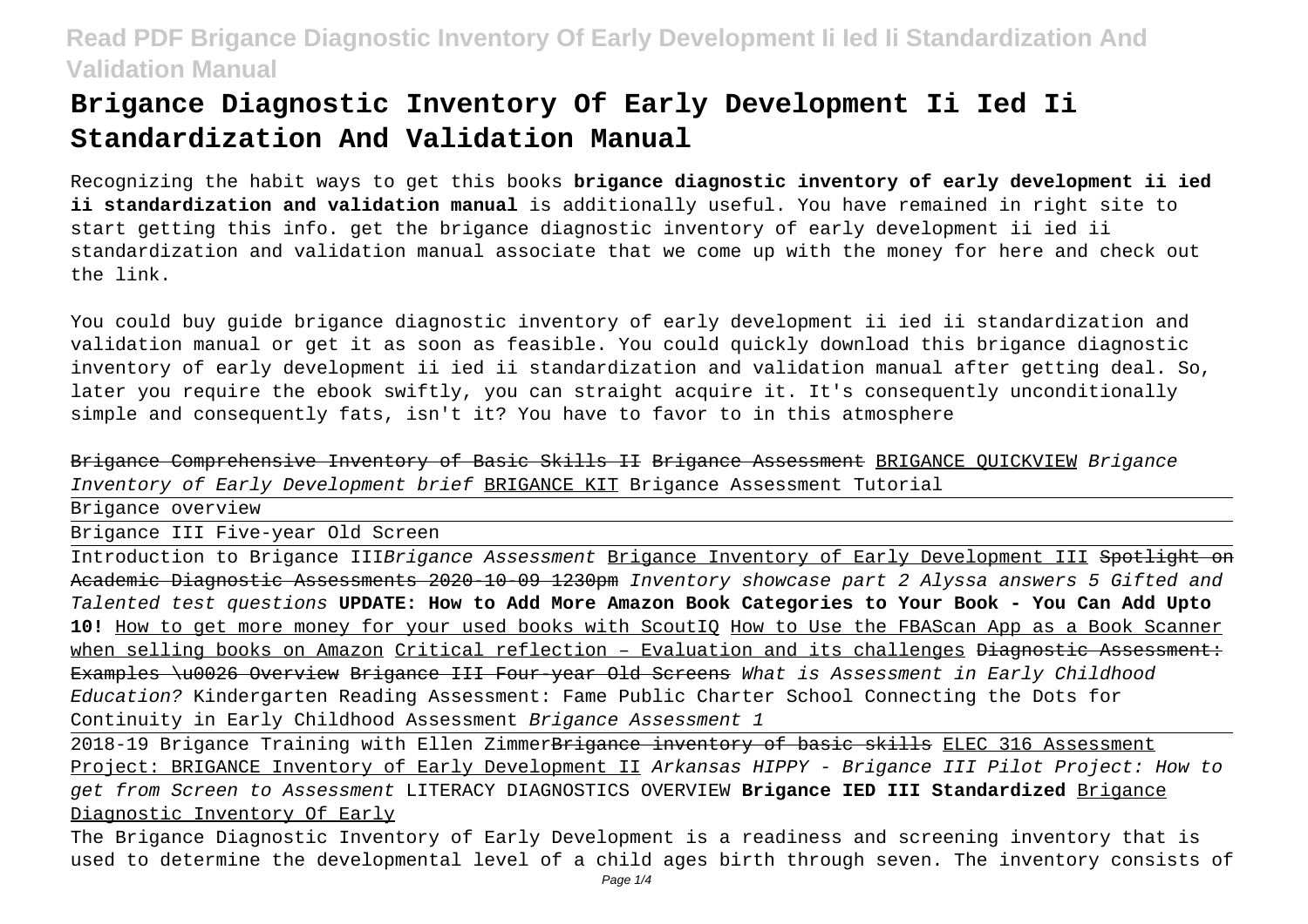# Brigance Diagnostic Inventory Of Early Development Ii Ied Ii Standardization And Validation Manual

Recognizing the habit ways to get this books **brigance diagnostic inventory of early development ii ied ii standardization and validation manual** is additionally useful. You have remained in right site to start getting this info. get the brigance diagnostic inventory of early development ii ied ii standardization and validation manual associate that we come up with the money for here and check out the link.

You could buy guide brigance diagnostic inventory of early development ii ied ii standardization and validation manual or get it as soon as feasible. You could quickly download this brigance diagnostic inventory of early development ii ied ii standardization and validation manual after getting deal. So, later you require the ebook swiftly, you can straight acquire it. It's consequently unconditionally simple and consequently fats, isn't it? You have to favor to in this atmosphere

~~Brigance Comprehensive Inventory of Basic Skills II~~ ~~Brigance Assessment~~ BRIGANCE QUICKVIEW *Brigance Inventory of Early Development brief* BRIGANCE KIT Brigance Assessment Tutorial

Brigance overview

Brigance III Five-year Old Screen

Introduction to Brigance III*Brigance Assessment* Brigance Inventory of Early Development III ~~Spotlight on Academic Diagnostic Assessments 2020-10-09 1230pm~~ *Inventory showcase part 2 Alyssa answers 5 Gifted and Talented test questions* **UPDATE: How to Add More Amazon Book Categories to Your Book - You Can Add Upto 10!** How to get more money for your used books with ScoutIQ How to Use the FBAScan App as a Book Scanner when selling books on Amazon Critical reflection – Evaluation and its challenges ~~Diagnostic Assessment: Examples \u0026 Overview~~ ~~Brigance III Four-year Old Screens~~ *What is Assessment in Early Childhood Education?* Kindergarten Reading Assessment: Fame Public Charter School Connecting the Dots for Continuity in Early Childhood Assessment *Brigance Assessment 1*

2018-19 Brigance Training with Ellen Zimmer~~Brigance inventory of basic skills~~ ELEC 316 Assessment Project: BRIGANCE Inventory of Early Development II *Arkansas HIPPY - Brigance III Pilot Project: How to get from Screen to Assessment* LITERACY DIAGNOSTICS OVERVIEW **Brigance IED III Standardized** Brigance Diagnostic Inventory Of Early

The Brigance Diagnostic Inventory of Early Development is a readiness and screening inventory that is used to determine the developmental level of a child ages birth through seven. The inventory consists of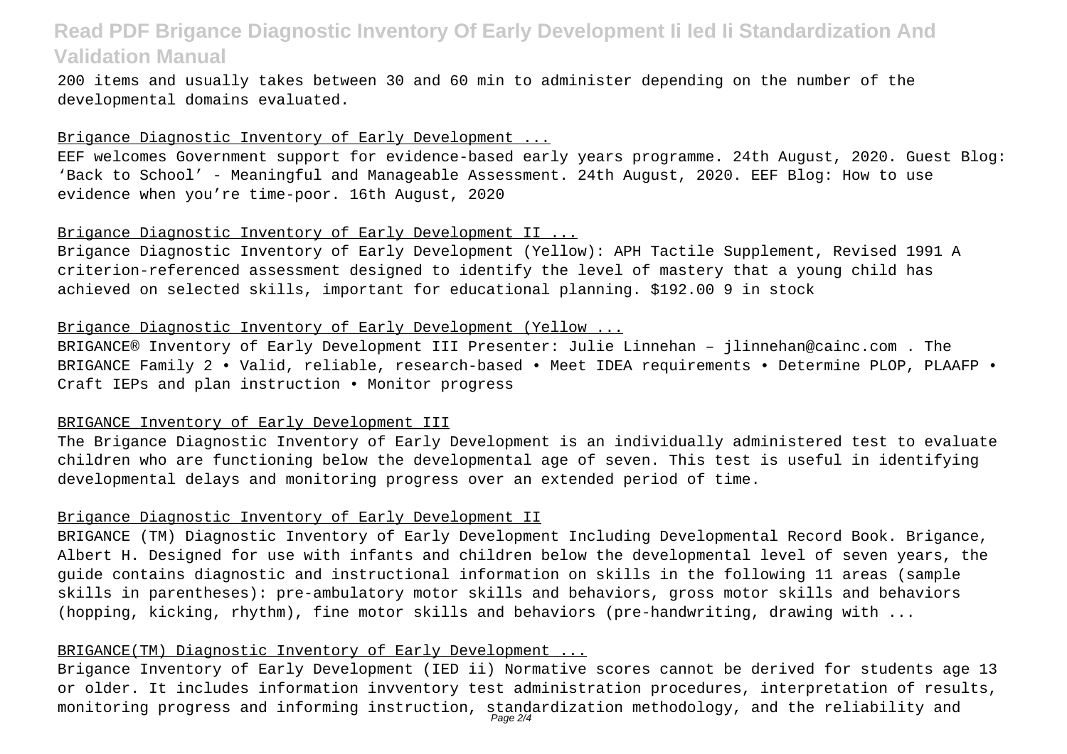200 items and usually takes between 30 and 60 min to administer depending on the number of the developmental domains evaluated.

Brigance Diagnostic Inventory of Early Development ...

EEF welcomes Government support for evidence-based early years programme. 24th August, 2020. Guest Blog: 'Back to School' - Meaningful and Manageable Assessment. 24th August, 2020. EEF Blog: How to use evidence when you're time-poor. 16th August, 2020

Brigance Diagnostic Inventory of Early Development II ...

Brigance Diagnostic Inventory of Early Development (Yellow): APH Tactile Supplement, Revised 1991 A criterion-referenced assessment designed to identify the level of mastery that a young child has achieved on selected skills, important for educational planning. $192.00 9 in stock

Brigance Diagnostic Inventory of Early Development (Yellow ...

BRIGANCE® Inventory of Early Development III Presenter: Julie Linnehan – jlinnehan@cainc.com . The BRIGANCE Family 2 • Valid, reliable, research-based • Meet IDEA requirements • Determine PLOP, PLAAFP • Craft IEPs and plan instruction • Monitor progress

BRIGANCE Inventory of Early Development III

The Brigance Diagnostic Inventory of Early Development is an individually administered test to evaluate children who are functioning below the developmental age of seven. This test is useful in identifying developmental delays and monitoring progress over an extended period of time.

Brigance Diagnostic Inventory of Early Development II

BRIGANCE (TM) Diagnostic Inventory of Early Development Including Developmental Record Book. Brigance, Albert H. Designed for use with infants and children below the developmental level of seven years, the guide contains diagnostic and instructional information on skills in the following 11 areas (sample skills in parentheses): pre-ambulatory motor skills and behaviors, gross motor skills and behaviors (hopping, kicking, rhythm), fine motor skills and behaviors (pre-handwriting, drawing with ...

BRIGANCE(TM) Diagnostic Inventory of Early Development ...

Brigance Inventory of Early Development (IED ii) Normative scores cannot be derived for students age 13 or older. It includes information invventory test administration procedures, interpretation of results, monitoring progress and informing instruction, standardization methodology, and the reliability and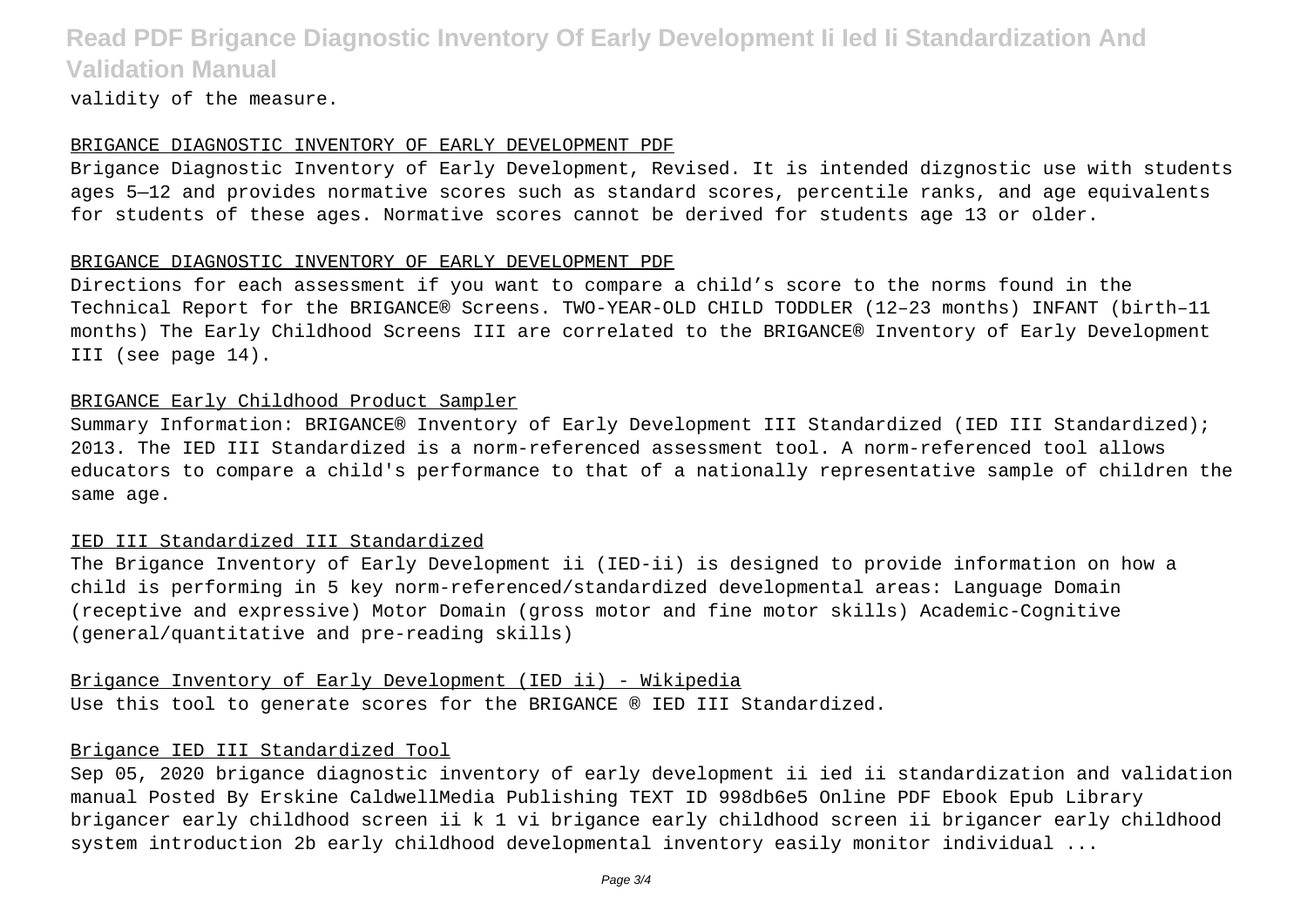validity of the measure.

BRIGANCE DIAGNOSTIC INVENTORY OF EARLY DEVELOPMENT PDF

Brigance Diagnostic Inventory of Early Development, Revised. It is intended dizgnostic use with students ages 5—12 and provides normative scores such as standard scores, percentile ranks, and age equivalents for students of these ages. Normative scores cannot be derived for students age 13 or older.

BRIGANCE DIAGNOSTIC INVENTORY OF EARLY DEVELOPMENT PDF

Directions for each assessment if you want to compare a child's score to the norms found in the Technical Report for the BRIGANCE® Screens. TWO-YEAR-OLD CHILD TODDLER (12–23 months) INFANT (birth–11 months) The Early Childhood Screens III are correlated to the BRIGANCE® Inventory of Early Development III (see page 14).

BRIGANCE Early Childhood Product Sampler

Summary Information: BRIGANCE® Inventory of Early Development III Standardized (IED III Standardized); 2013. The IED III Standardized is a norm-referenced assessment tool. A norm-referenced tool allows educators to compare a child's performance to that of a nationally representative sample of children the same age.

IED III Standardized III Standardized

The Brigance Inventory of Early Development ii (IED-ii) is designed to provide information on how a child is performing in 5 key norm-referenced/standardized developmental areas: Language Domain (receptive and expressive) Motor Domain (gross motor and fine motor skills) Academic-Cognitive (general/quantitative and pre-reading skills)

Brigance Inventory of Early Development (IED ii) - Wikipedia

Use this tool to generate scores for the BRIGANCE ® IED III Standardized.

Brigance IED III Standardized Tool

Sep 05, 2020 brigance diagnostic inventory of early development ii ied ii standardization and validation manual Posted By Erskine CaldwellMedia Publishing TEXT ID 998db6e5 Online PDF Ebook Epub Library brigancer early childhood screen ii k 1 vi brigance early childhood screen ii brigancer early childhood system introduction 2b early childhood developmental inventory easily monitor individual ...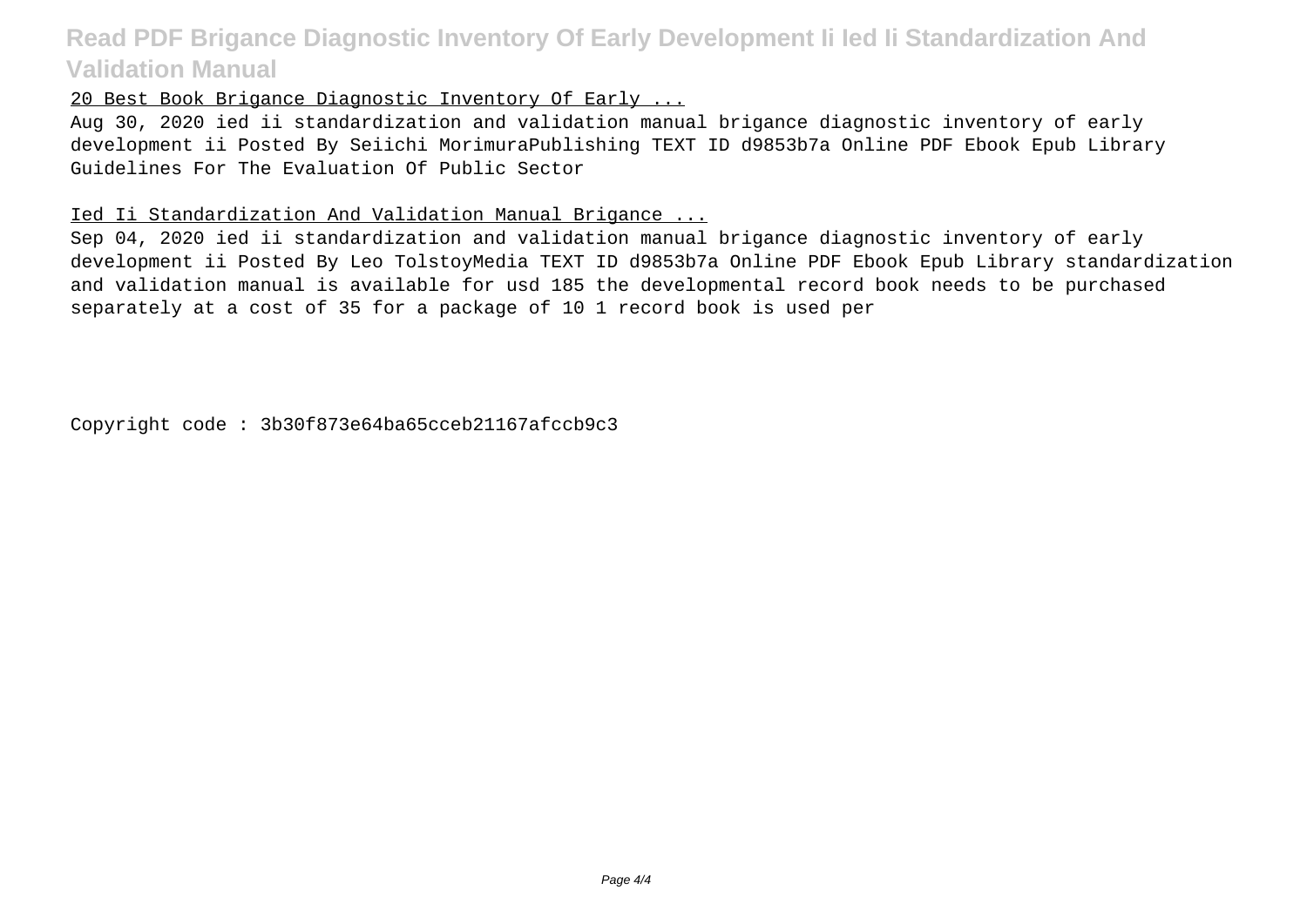20 Best Book Brigance Diagnostic Inventory Of Early ...

Aug 30, 2020 ied ii standardization and validation manual brigance diagnostic inventory of early development ii Posted By Seiichi MorimuraPublishing TEXT ID d9853b7a Online PDF Ebook Epub Library Guidelines For The Evaluation Of Public Sector

Ied Ii Standardization And Validation Manual Brigance ...

Sep 04, 2020 ied ii standardization and validation manual brigance diagnostic inventory of early development ii Posted By Leo TolstoyMedia TEXT ID d9853b7a Online PDF Ebook Epub Library standardization and validation manual is available for usd 185 the developmental record book needs to be purchased separately at a cost of 35 for a package of 10 1 record book is used per

Copyright code : 3b30f873e64ba65cceb21167afccb9c3